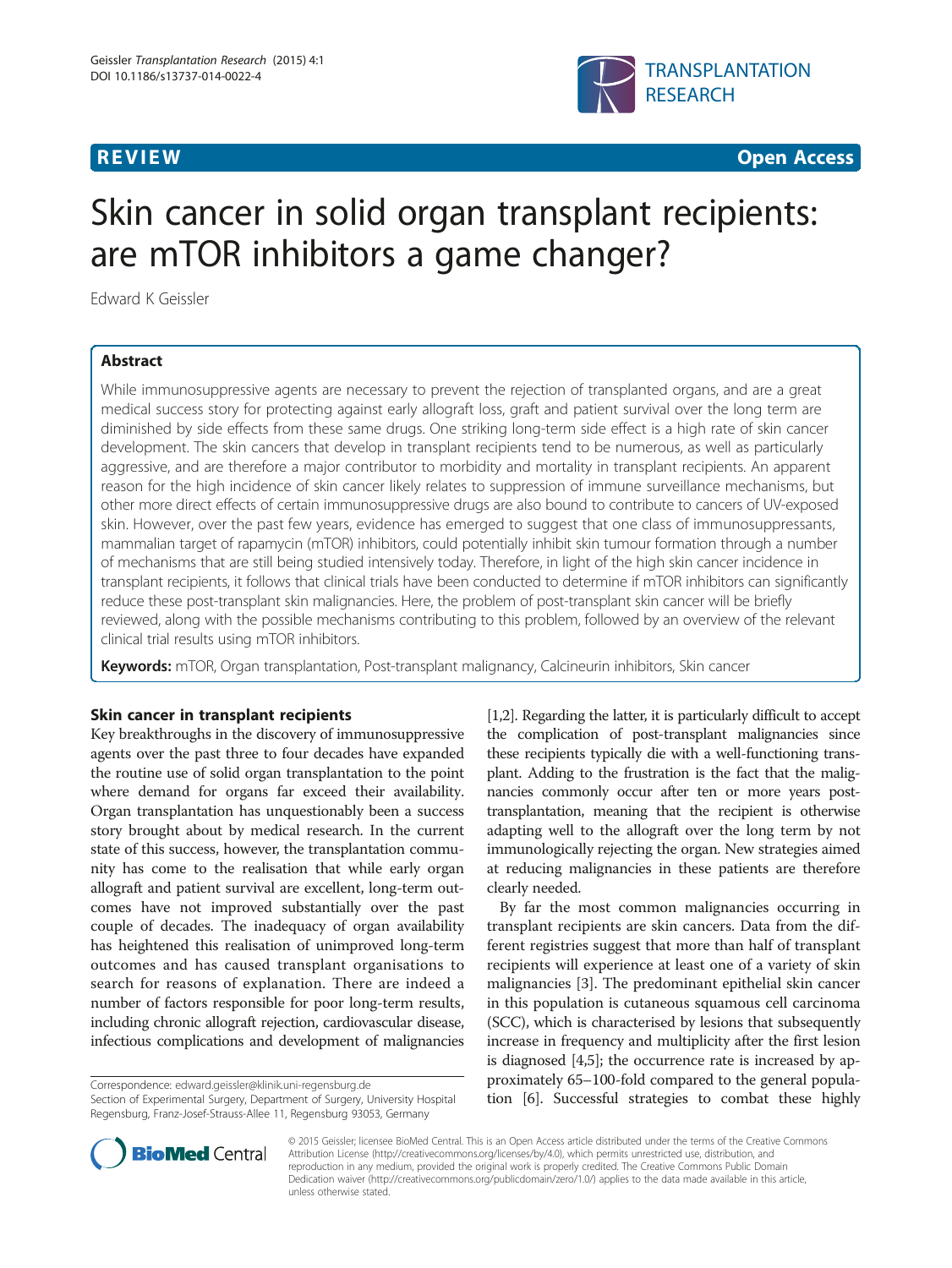**REVIEW** **Open Access**

# Skin cancer in solid organ transplant recipients: are mTOR inhibitors a game changer?

Edward K Geissler

## Abstract

While immunosuppressive agents are necessary to prevent the rejection of transplanted organs, and are a great medical success story for protecting against early allograft loss, graft and patient survival over the long term are diminished by side effects from these same drugs. One striking long-term side effect is a high rate of skin cancer development. The skin cancers that develop in transplant recipients tend to be numerous, as well as particularly aggressive, and are therefore a major contributor to morbidity and mortality in transplant recipients. An apparent reason for the high incidence of skin cancer likely relates to suppression of immune surveillance mechanisms, but other more direct effects of certain immunosuppressive drugs are also bound to contribute to cancers of UV-exposed skin. However, over the past few years, evidence has emerged to suggest that one class of immunosuppressants, mammalian target of rapamycin (mTOR) inhibitors, could potentially inhibit skin tumour formation through a number of mechanisms that are still being studied intensively today. Therefore, in light of the high skin cancer incidence in transplant recipients, it follows that clinical trials have been conducted to determine if mTOR inhibitors can significantly reduce these post-transplant skin malignancies. Here, the problem of post-transplant skin cancer will be briefly reviewed, along with the possible mechanisms contributing to this problem, followed by an overview of the relevant clinical trial results using mTOR inhibitors.

**Keywords:** mTOR, Organ transplantation, Post-transplant malignancy, Calcineurin inhibitors, Skin cancer

## Skin cancer in transplant recipients

Key breakthroughs in the discovery of immunosuppressive agents over the past three to four decades have expanded the routine use of solid organ transplantation to the point where demand for organs far exceed their availability. Organ transplantation has unquestionably been a success story brought about by medical research. In the current state of this success, however, the transplantation community has come to the realisation that while early organ allograft and patient survival are excellent, long-term outcomes have not improved substantially over the past couple of decades. The inadequacy of organ availability has heightened this realisation of unimproved long-term outcomes and has caused transplant organisations to search for reasons of explanation. There are indeed a number of factors responsible for poor long-term results, including chronic allograft rejection, cardiovascular disease, infectious complications and development of malignancies [1,2]. Regarding the latter, it is particularly difficult to accept the complication of post-transplant malignancies since these recipients typically die with a well-functioning transplant. Adding to the frustration is the fact that the malignancies commonly occur after ten or more years post-transplantation, meaning that the recipient is otherwise adapting well to the allograft over the long term by not immunologically rejecting the organ. New strategies aimed at reducing malignancies in these patients are therefore clearly needed.

By far the most common malignancies occurring in transplant recipients are skin cancers. Data from the different registries suggest that more than half of transplant recipients will experience at least one of a variety of skin malignancies [3]. The predominant epithelial skin cancer in this population is cutaneous squamous cell carcinoma (SCC), which is characterised by lesions that subsequently increase in frequency and multiplicity after the first lesion is diagnosed [4,5]; the occurrence rate is increased by approximately 65–100-fold compared to the general population [6]. Successful strategies to combat these highly

Correspondence: edward.geissler@klinik.uni-regensburg.de
Section of Experimental Surgery, Department of Surgery, University Hospital Regensburg, Franz-Josef-Strauss-Allee 11, Regensburg 93053, Germany

© 2015 Geissler; licensee BioMed Central. This is an Open Access article distributed under the terms of the Creative Commons Attribution License (http://creativecommons.org/licenses/by/4.0), which permits unrestricted use, distribution, and reproduction in any medium, provided the original work is properly credited. The Creative Commons Public Domain Dedication waiver (http://creativecommons.org/publicdomain/zero/1.0/) applies to the data made available in this article, unless otherwise stated.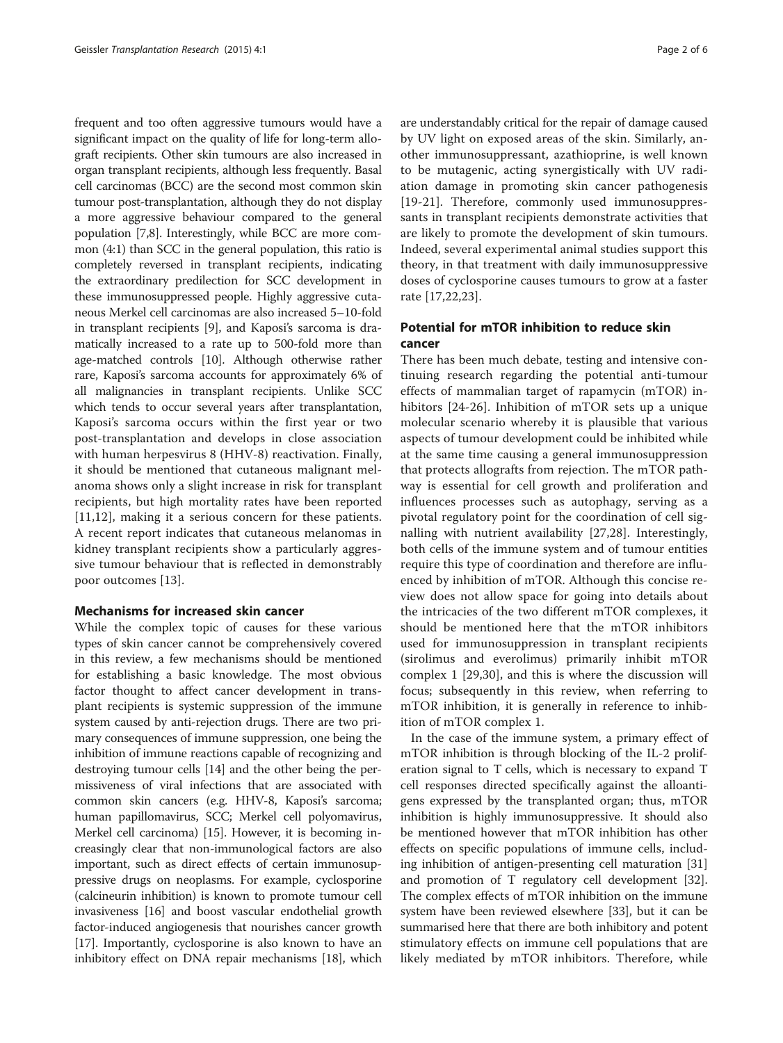frequent and too often aggressive tumours would have a significant impact on the quality of life for long-term allograft recipients. Other skin tumours are also increased in organ transplant recipients, although less frequently. Basal cell carcinomas (BCC) are the second most common skin tumour post-transplantation, although they do not display a more aggressive behaviour compared to the general population [7,8]. Interestingly, while BCC are more common (4:1) than SCC in the general population, this ratio is completely reversed in transplant recipients, indicating the extraordinary predilection for SCC development in these immunosuppressed people. Highly aggressive cutaneous Merkel cell carcinomas are also increased 5–10-fold in transplant recipients [9], and Kaposi's sarcoma is dramatically increased to a rate up to 500-fold more than age-matched controls [10]. Although otherwise rather rare, Kaposi's sarcoma accounts for approximately 6% of all malignancies in transplant recipients. Unlike SCC which tends to occur several years after transplantation, Kaposi's sarcoma occurs within the first year or two post-transplantation and develops in close association with human herpesvirus 8 (HHV-8) reactivation. Finally, it should be mentioned that cutaneous malignant melanoma shows only a slight increase in risk for transplant recipients, but high mortality rates have been reported [11,12], making it a serious concern for these patients. A recent report indicates that cutaneous melanomas in kidney transplant recipients show a particularly aggressive tumour behaviour that is reflected in demonstrably poor outcomes [13].

## Mechanisms for increased skin cancer

While the complex topic of causes for these various types of skin cancer cannot be comprehensively covered in this review, a few mechanisms should be mentioned for establishing a basic knowledge. The most obvious factor thought to affect cancer development in transplant recipients is systemic suppression of the immune system caused by anti-rejection drugs. There are two primary consequences of immune suppression, one being the inhibition of immune reactions capable of recognizing and destroying tumour cells [14] and the other being the permissiveness of viral infections that are associated with common skin cancers (e.g. HHV-8, Kaposi's sarcoma; human papillomavirus, SCC; Merkel cell polyomavirus, Merkel cell carcinoma) [15]. However, it is becoming increasingly clear that non-immunological factors are also important, such as direct effects of certain immunosuppressive drugs on neoplasms. For example, cyclosporine (calcineurin inhibition) is known to promote tumour cell invasiveness [16] and boost vascular endothelial growth factor-induced angiogenesis that nourishes cancer growth [17]. Importantly, cyclosporine is also known to have an inhibitory effect on DNA repair mechanisms [18], which are understandably critical for the repair of damage caused by UV light on exposed areas of the skin. Similarly, another immunosuppressant, azathioprine, is well known to be mutagenic, acting synergistically with UV radiation damage in promoting skin cancer pathogenesis [19-21]. Therefore, commonly used immunosuppressants in transplant recipients demonstrate activities that are likely to promote the development of skin tumours. Indeed, several experimental animal studies support this theory, in that treatment with daily immunosuppressive doses of cyclosporine causes tumours to grow at a faster rate [17,22,23].

## Potential for mTOR inhibition to reduce skin cancer

There has been much debate, testing and intensive continuing research regarding the potential anti-tumour effects of mammalian target of rapamycin (mTOR) inhibitors [24-26]. Inhibition of mTOR sets up a unique molecular scenario whereby it is plausible that various aspects of tumour development could be inhibited while at the same time causing a general immunosuppression that protects allografts from rejection. The mTOR pathway is essential for cell growth and proliferation and influences processes such as autophagy, serving as a pivotal regulatory point for the coordination of cell signalling with nutrient availability [27,28]. Interestingly, both cells of the immune system and of tumour entities require this type of coordination and therefore are influenced by inhibition of mTOR. Although this concise review does not allow space for going into details about the intricacies of the two different mTOR complexes, it should be mentioned here that the mTOR inhibitors used for immunosuppression in transplant recipients (sirolimus and everolimus) primarily inhibit mTOR complex 1 [29,30], and this is where the discussion will focus; subsequently in this review, when referring to mTOR inhibition, it is generally in reference to inhibition of mTOR complex 1.

In the case of the immune system, a primary effect of mTOR inhibition is through blocking of the IL-2 proliferation signal to T cells, which is necessary to expand T cell responses directed specifically against the alloantigens expressed by the transplanted organ; thus, mTOR inhibition is highly immunosuppressive. It should also be mentioned however that mTOR inhibition has other effects on specific populations of immune cells, including inhibition of antigen-presenting cell maturation [31] and promotion of T regulatory cell development [32]. The complex effects of mTOR inhibition on the immune system have been reviewed elsewhere [33], but it can be summarised here that there are both inhibitory and potent stimulatory effects on immune cell populations that are likely mediated by mTOR inhibitors. Therefore, while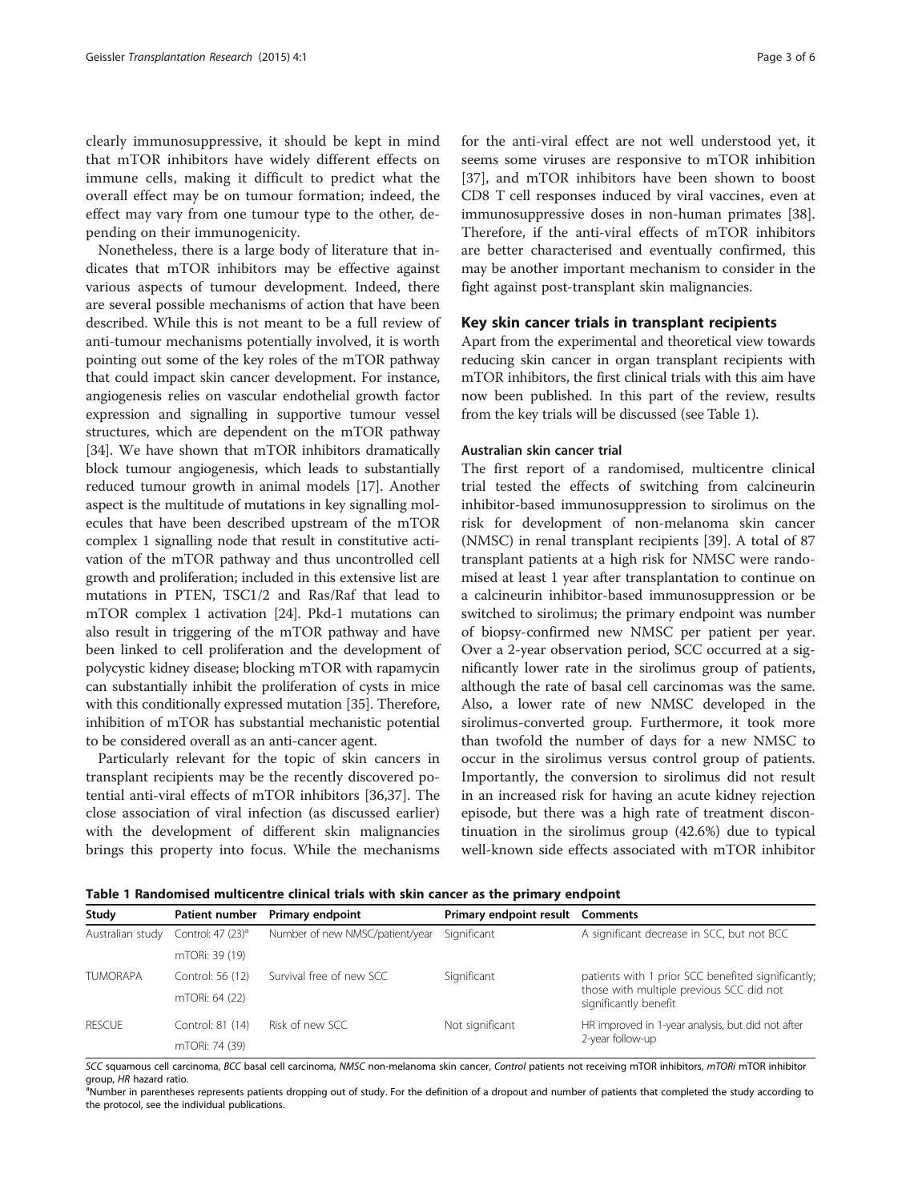clearly immunosuppressive, it should be kept in mind that mTOR inhibitors have widely different effects on immune cells, making it difficult to predict what the overall effect may be on tumour formation; indeed, the effect may vary from one tumour type to the other, depending on their immunogenicity.

Nonetheless, there is a large body of literature that indicates that mTOR inhibitors may be effective against various aspects of tumour development. Indeed, there are several possible mechanisms of action that have been described. While this is not meant to be a full review of anti-tumour mechanisms potentially involved, it is worth pointing out some of the key roles of the mTOR pathway that could impact skin cancer development. For instance, angiogenesis relies on vascular endothelial growth factor expression and signalling in supportive tumour vessel structures, which are dependent on the mTOR pathway [34]. We have shown that mTOR inhibitors dramatically block tumour angiogenesis, which leads to substantially reduced tumour growth in animal models [17]. Another aspect is the multitude of mutations in key signalling molecules that have been described upstream of the mTOR complex 1 signalling node that result in constitutive activation of the mTOR pathway and thus uncontrolled cell growth and proliferation; included in this extensive list are mutations in PTEN, TSC1/2 and Ras/Raf that lead to mTOR complex 1 activation [24]. Pkd-1 mutations can also result in triggering of the mTOR pathway and have been linked to cell proliferation and the development of polycystic kidney disease; blocking mTOR with rapamycin can substantially inhibit the proliferation of cysts in mice with this conditionally expressed mutation [35]. Therefore, inhibition of mTOR has substantial mechanistic potential to be considered overall as an anti-cancer agent.

Particularly relevant for the topic of skin cancers in transplant recipients may be the recently discovered potential anti-viral effects of mTOR inhibitors [36,37]. The close association of viral infection (as discussed earlier) with the development of different skin malignancies brings this property into focus. While the mechanisms for the anti-viral effect are not well understood yet, it seems some viruses are responsive to mTOR inhibition [37], and mTOR inhibitors have been shown to boost CD8 T cell responses induced by viral vaccines, even at immunosuppressive doses in non-human primates [38]. Therefore, if the anti-viral effects of mTOR inhibitors are better characterised and eventually confirmed, this may be another important mechanism to consider in the fight against post-transplant skin malignancies.

## Key skin cancer trials in transplant recipients

Apart from the experimental and theoretical view towards reducing skin cancer in organ transplant recipients with mTOR inhibitors, the first clinical trials with this aim have now been published. In this part of the review, results from the key trials will be discussed (see Table 1).

### Australian skin cancer trial

The first report of a randomised, multicentre clinical trial tested the effects of switching from calcineurin inhibitor-based immunosuppression to sirolimus on the risk for development of non-melanoma skin cancer (NMSC) in renal transplant recipients [39]. A total of 87 transplant patients at a high risk for NMSC were randomised at least 1 year after transplantation to continue on a calcineurin inhibitor-based immunosuppression or be switched to sirolimus; the primary endpoint was number of biopsy-confirmed new NMSC per patient per year. Over a 2-year observation period, SCC occurred at a significantly lower rate in the sirolimus group of patients, although the rate of basal cell carcinomas was the same. Also, a lower rate of new NMSC developed in the sirolimus-converted group. Furthermore, it took more than twofold the number of days for a new NMSC to occur in the sirolimus versus control group of patients. Importantly, the conversion to sirolimus did not result in an increased risk for having an acute kidney rejection episode, but there was a high rate of treatment discontinuation in the sirolimus group (42.6%) due to typical well-known side effects associated with mTOR inhibitor

**Table 1 Randomised multicentre clinical trials with skin cancer as the primary endpoint**

| Study | Patient number | Primary endpoint | Primary endpoint result | Comments |
|---|---|---|---|---|
| Australian study | Control: 47 (23)[a] | Number of new NMSC/patient/year | Significant | A significant decrease in SCC, but not BCC |
| | mTORi: 39 (19) | | | |
| TUMORAPA | Control: 56 (12) | Survival free of new SCC | Significant | patients with 1 prior SCC benefited significantly; those with multiple previous SCC did not significantly benefit |
| | mTORi: 64 (22) | | | |
| RESCUE | Control: 81 (14) | Risk of new SCC | Not significant | HR improved in 1-year analysis, but did not after 2-year follow-up |
| | mTORi: 74 (39) | | | |

*SCC* squamous cell carcinoma, *BCC* basal cell carcinoma, *NMSC* non-melanoma skin cancer, *Control* patients not receiving mTOR inhibitors, *mTORi* mTOR inhibitor group, *HR* hazard ratio.

[a]Number in parentheses represents patients dropping out of study. For the definition of a dropout and number of patients that completed the study according to the protocol, see the individual publications.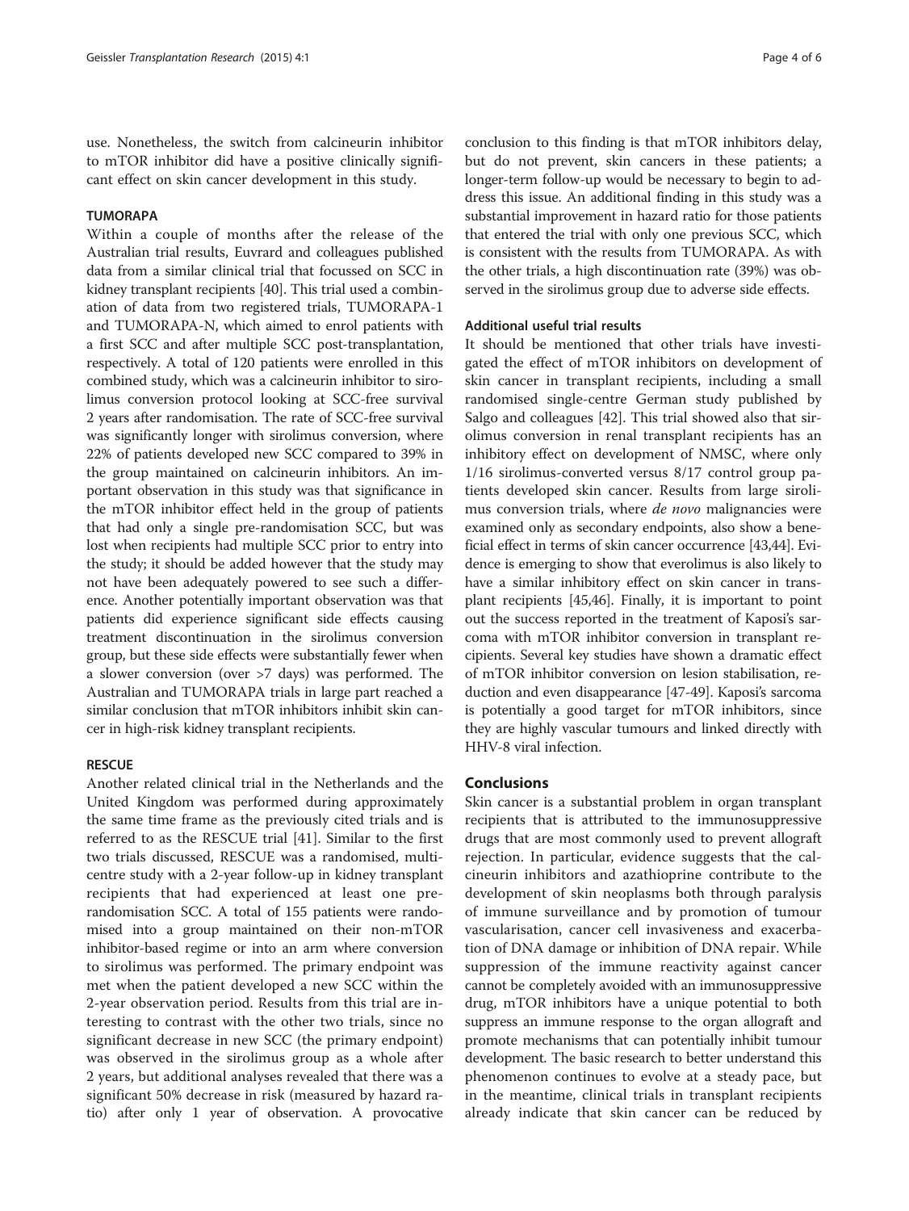use. Nonetheless, the switch from calcineurin inhibitor to mTOR inhibitor did have a positive clinically significant effect on skin cancer development in this study.

### TUMORAPA

Within a couple of months after the release of the Australian trial results, Euvrard and colleagues published data from a similar clinical trial that focussed on SCC in kidney transplant recipients [40]. This trial used a combination of data from two registered trials, TUMORAPA-1 and TUMORAPA-N, which aimed to enrol patients with a first SCC and after multiple SCC post-transplantation, respectively. A total of 120 patients were enrolled in this combined study, which was a calcineurin inhibitor to sirolimus conversion protocol looking at SCC-free survival 2 years after randomisation. The rate of SCC-free survival was significantly longer with sirolimus conversion, where 22% of patients developed new SCC compared to 39% in the group maintained on calcineurin inhibitors. An important observation in this study was that significance in the mTOR inhibitor effect held in the group of patients that had only a single pre-randomisation SCC, but was lost when recipients had multiple SCC prior to entry into the study; it should be added however that the study may not have been adequately powered to see such a difference. Another potentially important observation was that patients did experience significant side effects causing treatment discontinuation in the sirolimus conversion group, but these side effects were substantially fewer when a slower conversion (over >7 days) was performed. The Australian and TUMORAPA trials in large part reached a similar conclusion that mTOR inhibitors inhibit skin cancer in high-risk kidney transplant recipients.

### RESCUE

Another related clinical trial in the Netherlands and the United Kingdom was performed during approximately the same time frame as the previously cited trials and is referred to as the RESCUE trial [41]. Similar to the first two trials discussed, RESCUE was a randomised, multicentre study with a 2-year follow-up in kidney transplant recipients that had experienced at least one pre-randomisation SCC. A total of 155 patients were randomised into a group maintained on their non-mTOR inhibitor-based regime or into an arm where conversion to sirolimus was performed. The primary endpoint was met when the patient developed a new SCC within the 2-year observation period. Results from this trial are interesting to contrast with the other two trials, since no significant decrease in new SCC (the primary endpoint) was observed in the sirolimus group as a whole after 2 years, but additional analyses revealed that there was a significant 50% decrease in risk (measured by hazard ratio) after only 1 year of observation. A provocative conclusion to this finding is that mTOR inhibitors delay, but do not prevent, skin cancers in these patients; a longer-term follow-up would be necessary to begin to address this issue. An additional finding in this study was a substantial improvement in hazard ratio for those patients that entered the trial with only one previous SCC, which is consistent with the results from TUMORAPA. As with the other trials, a high discontinuation rate (39%) was observed in the sirolimus group due to adverse side effects.

### Additional useful trial results

It should be mentioned that other trials have investigated the effect of mTOR inhibitors on development of skin cancer in transplant recipients, including a small randomised single-centre German study published by Salgo and colleagues [42]. This trial showed also that sirolimus conversion in renal transplant recipients has an inhibitory effect on development of NMSC, where only 1/16 sirolimus-converted versus 8/17 control group patients developed skin cancer. Results from large sirolimus conversion trials, where *de novo* malignancies were examined only as secondary endpoints, also show a beneficial effect in terms of skin cancer occurrence [43,44]. Evidence is emerging to show that everolimus is also likely to have a similar inhibitory effect on skin cancer in transplant recipients [45,46]. Finally, it is important to point out the success reported in the treatment of Kaposi's sarcoma with mTOR inhibitor conversion in transplant recipients. Several key studies have shown a dramatic effect of mTOR inhibitor conversion on lesion stabilisation, reduction and even disappearance [47-49]. Kaposi's sarcoma is potentially a good target for mTOR inhibitors, since they are highly vascular tumours and linked directly with HHV-8 viral infection.

## Conclusions

Skin cancer is a substantial problem in organ transplant recipients that is attributed to the immunosuppressive drugs that are most commonly used to prevent allograft rejection. In particular, evidence suggests that the calcineurin inhibitors and azathioprine contribute to the development of skin neoplasms both through paralysis of immune surveillance and by promotion of tumour vascularisation, cancer cell invasiveness and exacerbation of DNA damage or inhibition of DNA repair. While suppression of the immune reactivity against cancer cannot be completely avoided with an immunosuppressive drug, mTOR inhibitors have a unique potential to both suppress an immune response to the organ allograft and promote mechanisms that can potentially inhibit tumour development. The basic research to better understand this phenomenon continues to evolve at a steady pace, but in the meantime, clinical trials in transplant recipients already indicate that skin cancer can be reduced by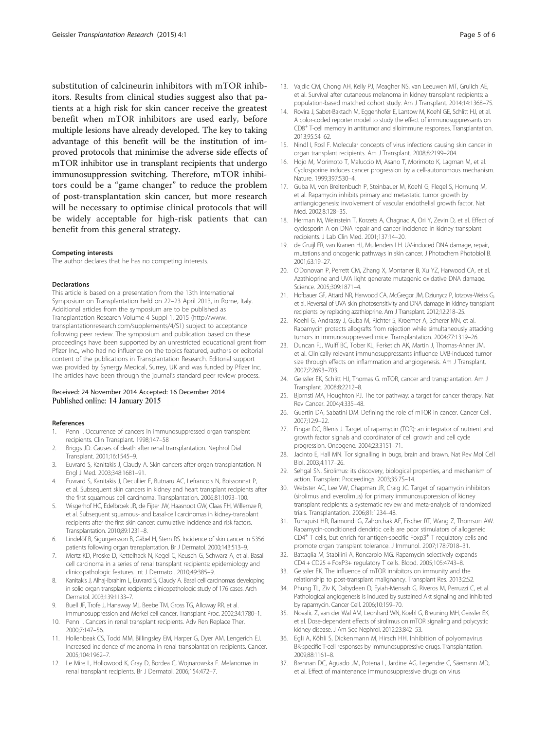substitution of calcineurin inhibitors with mTOR inhibitors. Results from clinical studies suggest also that patients at a high risk for skin cancer receive the greatest benefit when mTOR inhibitors are used early, before multiple lesions have already developed. The key to taking advantage of this benefit will be the institution of improved protocols that minimise the adverse side effects of mTOR inhibitor use in transplant recipients that undergo immunosuppression switching. Therefore, mTOR inhibitors could be a "game changer" to reduce the problem of post-transplantation skin cancer, but more research will be necessary to optimise clinical protocols that will be widely acceptable for high-risk patients that can benefit from this general strategy.

#### Competing interests

The author declares that he has no competing interests.

#### Declarations

This article is based on a presentation from the 13th International Symposium on Transplantation held on 22–23 April 2013, in Rome, Italy. Additional articles from the symposium are to be published as Transplantation Research Volume 4 Suppl 1, 2015 (http://www.transplantationresearch.com/supplements/4/S1) subject to acceptance following peer review. The symposium and publication based on these proceedings have been supported by an unrestricted educational grant from Pfizer Inc., who had no influence on the topics featured, authors or editorial content of the publications in Transplantation Research. Editorial support was provided by Synergy Medical, Surrey, UK and was funded by Pfizer Inc. The articles have been through the journal's standard peer review process.

Received: 24 November 2014 Accepted: 16 December 2014
Published online: 14 January 2015

#### References

1. Penn I. Occurrence of cancers in immunosuppressed organ transplant recipients. Clin Transplant. 1998;147–58
2. Briggs JD. Causes of death after renal transplantation. Nephrol Dial Transplant. 2001;16:1545–9.
3. Euvrard S, Kanitakis J, Claudy A. Skin cancers after organ transplantation. N Engl J Med. 2003;348:1681–91.
4. Euvrard S, Kanitakis J, Decullier E, Butnaru AC, Lefrancois N, Boissonnat P, et al. Subsequent skin cancers in kidney and heart transplant recipients after the first squamous cell carcinoma. Transplantation. 2006;81:1093–100.
5. Wisgerhof HC, Edelbroek JR, de Fijter JW, Haasnoot GW, Claas FH, Willemze R, et al. Subsequent squamous- and basal-cell carcinomas in kidney-transplant recipients after the first skin cancer: cumulative incidence and risk factors. Transplantation. 2010;89:1231–8.
6. Lindelöf B, Sigurgeirsson B, Gäbel H, Stern RS. Incidence of skin cancer in 5356 patients following organ transplantation. Br J Dermatol. 2000;143:513–9.
7. Mertz KD, Proske D, Kettelhack N, Kegel C, Keusch G, Schwarz A, et al. Basal cell carcinoma in a series of renal transplant recipients: epidemiology and clinicopathologic features. Int J Dermatol. 2010;49:385–9.
8. Kanitakis J, Alhaj-Ibrahim L, Euvrard S, Claudy A. Basal cell carcinomas developing in solid organ transplant recipients: clinicopathologic study of 176 cases. Arch Dermatol. 2003;139:1133–7.
9. Buell JF, Trofe J, Hanaway MJ, Beebe TM, Gross TG, Alloway RR, et al. Immunosuppression and Merkel cell cancer. Transplant Proc. 2002;34:1780–1.
10. Penn I. Cancers in renal transplant recipients. Adv Ren Replace Ther. 2000;7:147–56.
11. Hollenbeak CS, Todd MM, Billingsley EM, Harper G, Dyer AM, Lengerich EJ. Increased incidence of melanoma in renal transplantation recipients. Cancer. 2005;104:1962–7.
12. Le Mire L, Hollowood K, Gray D, Bordea C, Wojnarowska F. Melanomas in renal transplant recipients. Br J Dermatol. 2006;154:472–7.
13. Vajdic CM, Chong AH, Kelly PJ, Meagher NS, van Leeuwen MT, Grulich AE, et al. Survival after cutaneous melanoma in kidney transplant recipients: a population-based matched cohort study. Am J Transplant. 2014;14:1368–75.
14. Rovira J, Sabet-Baktach M, Eggenhofer E, Lantow M, Koehl GE, Schlitt HJ, et al. A color-coded reporter model to study the effect of immunosuppressants on CD8+ T-cell memory in antitumor and alloimmune responses. Transplantation. 2013;95:54–62.
15. Nindl I, Rosl F. Molecular concepts of virus infections causing skin cancer in organ transplant recipients. Am J Transplant. 2008;8:2199–204.
16. Hojo M, Morimoto T, Maluccio M, Asano T, Morimoto K, Lagman M, et al. Cyclosporine induces cancer progression by a cell-autonomous mechanism. Nature. 1999;397:530–4.
17. Guba M, von Breitenbuch P, Steinbauer M, Koehl G, Flegel S, Hornung M, et al. Rapamycin inhibits primary and metastatic tumor growth by antiangiogenesis: involvement of vascular endothelial growth factor. Nat Med. 2002;8:128–35.
18. Herman M, Weinstein T, Korzets A, Chagnac A, Ori Y, Zevin D, et al. Effect of cyclosporin A on DNA repair and cancer incidence in kidney transplant recipients. J Lab Clin Med. 2001;137:14–20.
19. de Gruijl FR, van Kranen HJ, Mullenders LH. UV-induced DNA damage, repair, mutations and oncogenic pathways in skin cancer. J Photochem Photobiol B. 2001;63:19–27.
20. O'Donovan P, Perrett CM, Zhang X, Montaner B, Xu YZ, Harwood CA, et al. Azathioprine and UVA light generate mutagenic oxidative DNA damage. Science. 2005;309:1871–4.
21. Hofbauer GF, Attard NR, Harwood CA, McGregor JM, Dziunycz P, Iotzova-Weiss G, et al. Reversal of UVA skin photosensitivity and DNA damage in kidney transplant recipients by replacing azathioprine. Am J Transplant. 2012;12:218–25.
22. Koehl G, Andrassy J, Guba M, Richter S, Kroemer A, Scherer MN, et al. Rapamycin protects allografts from rejection while simultaneously attacking tumors in immunosuppressed mice. Transplantation. 2004;77:1319–26.
23. Duncan FJ, Wulff BC, Tober KL, Ferketich AK, Martin J, Thomas-Ahner JM, et al. Clinically relevant immunosuppressants influence UVB-induced tumor size through effects on inflammation and angiogenesis. Am J Transplant. 2007;7:2693–703.
24. Geissler EK, Schlitt HJ, Thomas G. mTOR, cancer and transplantation. Am J Transplant. 2008;8:2212–8.
25. Bjornsti MA, Houghton PJ. The tor pathway: a target for cancer therapy. Nat Rev Cancer. 2004;4:335–48.
26. Guertin DA, Sabatini DM. Defining the role of mTOR in cancer. Cancer Cell. 2007;12:9–22.
27. Fingar DC, Blenis J. Target of rapamycin (TOR): an integrator of nutrient and growth factor signals and coordinator of cell growth and cell cycle progression. Oncogene. 2004;23:3151–71.
28. Jacinto E, Hall MN. Tor signalling in bugs, brain and brawn. Nat Rev Mol Cell Biol. 2003;4:117–26.
29. Sehgal SN. Sirolimus: its discovery, biological properties, and mechanism of action. Transplant Proceedings. 2003;35:7S–14.
30. Webster AC, Lee VW, Chapman JR, Craig JC. Target of rapamycin inhibitors (sirolimus and everolimus) for primary immunosuppression of kidney transplant recipients: a systematic review and meta-analysis of randomized trials. Transplantation. 2006;81:1234–48.
31. Turnquist HR, Raimondi G, Zahorchak AF, Fischer RT, Wang Z, Thomson AW. Rapamycin-conditioned dendritic cells are poor stimulators of allogeneic CD4+ T cells, but enrich for antigen-specific Foxp3+ T regulatory cells and promote organ transplant tolerance. J Immunol. 2007;178:7018–31.
32. Battaglia M, Stabilini A, Roncarolo MG. Rapamycin selectively expands CD4 + CD25 + FoxP3+ regulatory T cells. Blood. 2005;105:4743–8.
33. Geissler EK. The influence of mTOR inhibitors on immunity and the relationship to post-transplant malignancy. Transplant Res. 2013;2:S2.
34. Phung TL, Ziv K, Dabydeen D, Eyiah-Mensah G, Riveros M, Perruzzi C, et al. Pathological angiogenesis is induced by sustained Akt signaling and inhibited by rapamycin. Cancer Cell. 2006;10:159–70.
35. Novalic Z, van der Wal AM, Leonhard WN, Koehl G, Breuning MH, Geissler EK, et al. Dose-dependent effects of sirolimus on mTOR signaling and polycystic kidney disease. J Am Soc Nephrol. 2012;23:842–53.
36. Egli A, Köhli S, Dickenmann M, Hirsch HH. Inhibition of polyomavirus BK-specific T-cell responses by immunosuppressive drugs. Transplantation. 2009;88:1161–8.
37. Brennan DC, Aguado JM, Potena L, Jardine AG, Legendre C, Säemann MD, et al. Effect of maintenance immunosuppressive drugs on virus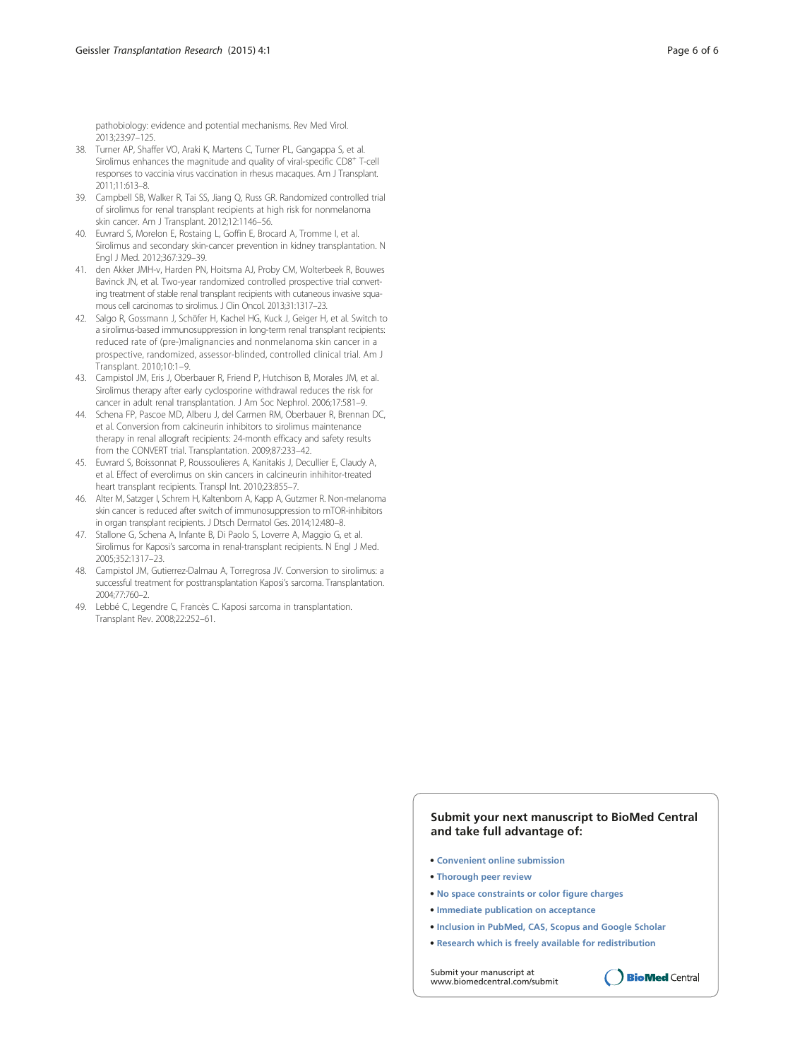pathobiology: evidence and potential mechanisms. Rev Med Virol. 2013;23:97–125.

38. Turner AP, Shaffer VO, Araki K, Martens C, Turner PL, Gangappa S, et al. Sirolimus enhances the magnitude and quality of viral-specific CD8$^+$ T-cell responses to vaccinia virus vaccination in rhesus macaques. Am J Transplant. 2011;11:613–8.
39. Campbell SB, Walker R, Tai SS, Jiang Q, Russ GR. Randomized controlled trial of sirolimus for renal transplant recipients at high risk for nonmelanoma skin cancer. Am J Transplant. 2012;12:1146–56.
40. Euvrard S, Morelon E, Rostaing L, Goffin E, Brocard A, Tromme I, et al. Sirolimus and secondary skin-cancer prevention in kidney transplantation. N Engl J Med. 2012;367:329–39.
41. den Akker JMH-v, Harden PN, Hoitsma AJ, Proby CM, Wolterbeek R, Bouwes Bavinck JN, et al. Two-year randomized controlled prospective trial converting treatment of stable renal transplant recipients with cutaneous invasive squamous cell carcinomas to sirolimus. J Clin Oncol. 2013;31:1317–23.
42. Salgo R, Gossmann J, Schöfer H, Kachel HG, Kuck J, Geiger H, et al. Switch to a sirolimus-based immunosuppression in long-term renal transplant recipients: reduced rate of (pre-)malignancies and nonmelanoma skin cancer in a prospective, randomized, assessor-blinded, controlled clinical trial. Am J Transplant. 2010;10:1–9.
43. Campistol JM, Eris J, Oberbauer R, Friend P, Hutchison B, Morales JM, et al. Sirolimus therapy after early cyclosporine withdrawal reduces the risk for cancer in adult renal transplantation. J Am Soc Nephrol. 2006;17:581–9.
44. Schena FP, Pascoe MD, Alberu J, del Carmen RM, Oberbauer R, Brennan DC, et al. Conversion from calcineurin inhibitors to sirolimus maintenance therapy in renal allograft recipients: 24-month efficacy and safety results from the CONVERT trial. Transplantation. 2009;87:233–42.
45. Euvrard S, Boissonnat P, Roussoulieres A, Kanitakis J, Decullier E, Claudy A, et al. Effect of everolimus on skin cancers in calcineurin inhihitor-treated heart transplant recipients. Transpl Int. 2010;23:855–7.
46. Alter M, Satzger I, Schrem H, Kaltenborn A, Kapp A, Gutzmer R. Non-melanoma skin cancer is reduced after switch of immunosuppression to mTOR-inhibitors in organ transplant recipients. J Dtsch Dermatol Ges. 2014;12:480–8.
47. Stallone G, Schena A, Infante B, Di Paolo S, Loverre A, Maggio G, et al. Sirolimus for Kaposi's sarcoma in renal-transplant recipients. N Engl J Med. 2005;352:1317–23.
48. Campistol JM, Gutierrez-Dalmau A, Torregrosa JV. Conversion to sirolimus: a successful treatment for posttransplantation Kaposi's sarcoma. Transplantation. 2004;77:760–2.
49. Lebbé C, Legendre C, Francès C. Kaposi sarcoma in transplantation. Transplant Rev. 2008;22:252–61.

**Submit your next manuscript to BioMed Central and take full advantage of:**

- **Convenient online submission**
- **Thorough peer review**
- **No space constraints or color figure charges**
- **Immediate publication on acceptance**
- **Inclusion in PubMed, CAS, Scopus and Google Scholar**
- **Research which is freely available for redistribution**

Submit your manuscript at www.biomedcentral.com/submit

BioMed Central